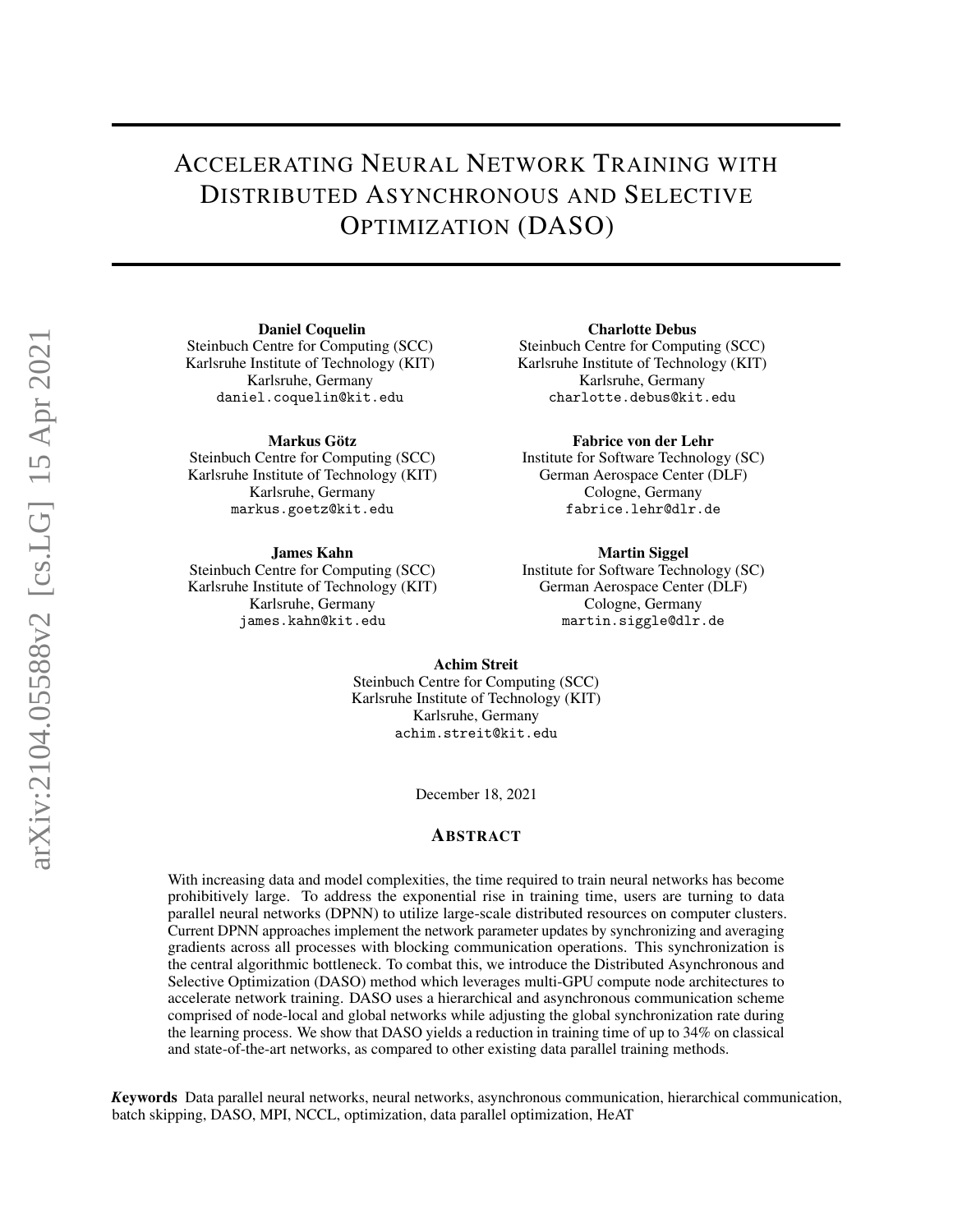# Accelerating Neural Network Training with Distributed Asynchronous and Selective Optimization (DASO)

**Daniel Coquelin**
Steinbuch Centre for Computing (SCC)
Karlsruhe Institute of Technology (KIT)
Karlsruhe, Germany
daniel.coquelin@kit.edu

**Charlotte Debus**
Steinbuch Centre for Computing (SCC)
Karlsruhe Institute of Technology (KIT)
Karlsruhe, Germany
charlotte.debus@kit.edu

**Markus Götz**
Steinbuch Centre for Computing (SCC)
Karlsruhe Institute of Technology (KIT)
Karlsruhe, Germany
markus.goetz@kit.edu

**Fabrice von der Lehr**
Institute for Software Technology (SC)
German Aerospace Center (DLF)
Cologne, Germany
fabrice.lehr@dlr.de

**James Kahn**
Steinbuch Centre for Computing (SCC)
Karlsruhe Institute of Technology (KIT)
Karlsruhe, Germany
james.kahn@kit.edu

**Martin Siggel**
Institute for Software Technology (SC)
German Aerospace Center (DLF)
Cologne, Germany
martin.siggle@dlr.de

**Achim Streit**
Steinbuch Centre for Computing (SCC)
Karlsruhe Institute of Technology (KIT)
Karlsruhe, Germany
achim.streit@kit.edu

December 18, 2021

## Abstract

With increasing data and model complexities, the time required to train neural networks has become prohibitively large. To address the exponential rise in training time, users are turning to data parallel neural networks (DPNN) to utilize large-scale distributed resources on computer clusters. Current DPNN approaches implement the network parameter updates by synchronizing and averaging gradients across all processes with blocking communication operations. This synchronization is the central algorithmic bottleneck. To combat this, we introduce the Distributed Asynchronous and Selective Optimization (DASO) method which leverages multi-GPU compute node architectures to accelerate network training. DASO uses a hierarchical and asynchronous communication scheme comprised of node-local and global networks while adjusting the global synchronization rate during the learning process. We show that DASO yields a reduction in training time of up to 34% on classical and state-of-the-art networks, as compared to other existing data parallel training methods.

***Keywords*** Data parallel neural networks, neural networks, asynchronous communication, hierarchical communication, batch skipping, DASO, MPI, NCCL, optimization, data parallel optimization, HeAT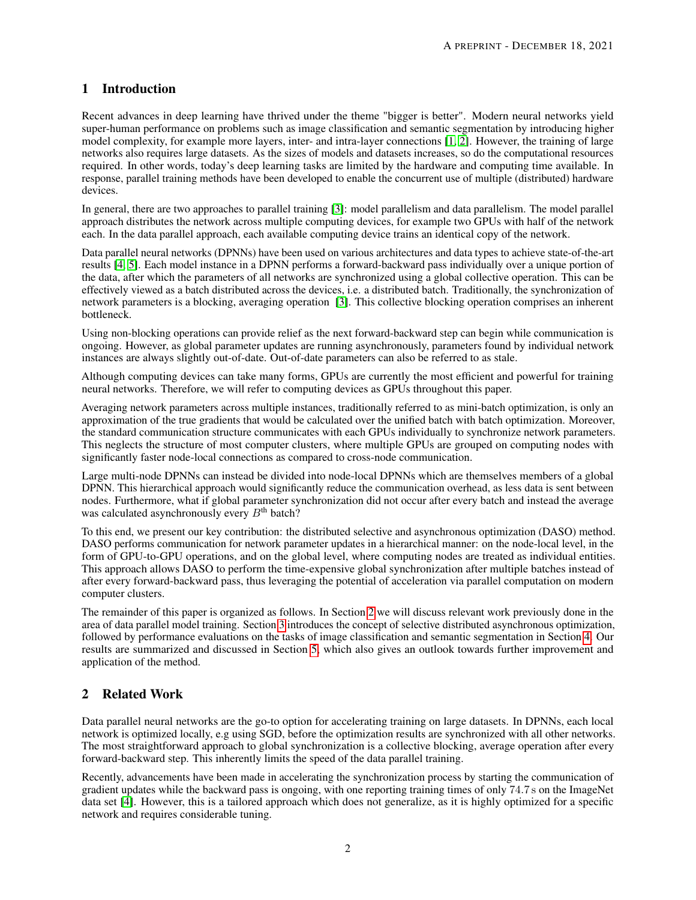## 1 Introduction

Recent advances in deep learning have thrived under the theme "bigger is better". Modern neural networks yield super-human performance on problems such as image classification and semantic segmentation by introducing higher model complexity, for example more layers, inter- and intra-layer connections [1, 2]. However, the training of large networks also requires large datasets. As the sizes of models and datasets increases, so do the computational resources required. In other words, today's deep learning tasks are limited by the hardware and computing time available. In response, parallel training methods have been developed to enable the concurrent use of multiple (distributed) hardware devices.

In general, there are two approaches to parallel training [3]: model parallelism and data parallelism. The model parallel approach distributes the network across multiple computing devices, for example two GPUs with half of the network each. In the data parallel approach, each available computing device trains an identical copy of the network.

Data parallel neural networks (DPNNs) have been used on various architectures and data types to achieve state-of-the-art results [4, 5]. Each model instance in a DPNN performs a forward-backward pass individually over a unique portion of the data, after which the parameters of all networks are synchronized using a global collective operation. This can be effectively viewed as a batch distributed across the devices, i.e. a distributed batch. Traditionally, the synchronization of network parameters is a blocking, averaging operation [3]. This collective blocking operation comprises an inherent bottleneck.

Using non-blocking operations can provide relief as the next forward-backward step can begin while communication is ongoing. However, as global parameter updates are running asynchronously, parameters found by individual network instances are always slightly out-of-date. Out-of-date parameters can also be referred to as stale.

Although computing devices can take many forms, GPUs are currently the most efficient and powerful for training neural networks. Therefore, we will refer to computing devices as GPUs throughout this paper.

Averaging network parameters across multiple instances, traditionally referred to as mini-batch optimization, is only an approximation of the true gradients that would be calculated over the unified batch with batch optimization. Moreover, the standard communication structure communicates with each GPUs individually to synchronize network parameters. This neglects the structure of most computer clusters, where multiple GPUs are grouped on computing nodes with significantly faster node-local connections as compared to cross-node communication.

Large multi-node DPNNs can instead be divided into node-local DPNNs which are themselves members of a global DPNN. This hierarchical approach would significantly reduce the communication overhead, as less data is sent between nodes. Furthermore, what if global parameter synchronization did not occur after every batch and instead the average was calculated asynchronously every $B^{\text{th}}$ batch?

To this end, we present our key contribution: the distributed selective and asynchronous optimization (DASO) method. DASO performs communication for network parameter updates in a hierarchical manner: on the node-local level, in the form of GPU-to-GPU operations, and on the global level, where computing nodes are treated as individual entities. This approach allows DASO to perform the time-expensive global synchronization after multiple batches instead of after every forward-backward pass, thus leveraging the potential of acceleration via parallel computation on modern computer clusters.

The remainder of this paper is organized as follows. In Section 2 we will discuss relevant work previously done in the area of data parallel model training. Section 3 introduces the concept of selective distributed asynchronous optimization, followed by performance evaluations on the tasks of image classification and semantic segmentation in Section 4. Our results are summarized and discussed in Section 5, which also gives an outlook towards further improvement and application of the method.

## 2 Related Work

Data parallel neural networks are the go-to option for accelerating training on large datasets. In DPNNs, each local network is optimized locally, e.g using SGD, before the optimization results are synchronized with all other networks. The most straightforward approach to global synchronization is a collective blocking, average operation after every forward-backward step. This inherently limits the speed of the data parallel training.

Recently, advancements have been made in accelerating the synchronization process by starting the communication of gradient updates while the backward pass is ongoing, with one reporting training times of only 74.7 s on the ImageNet data set [4]. However, this is a tailored approach which does not generalize, as it is highly optimized for a specific network and requires considerable tuning.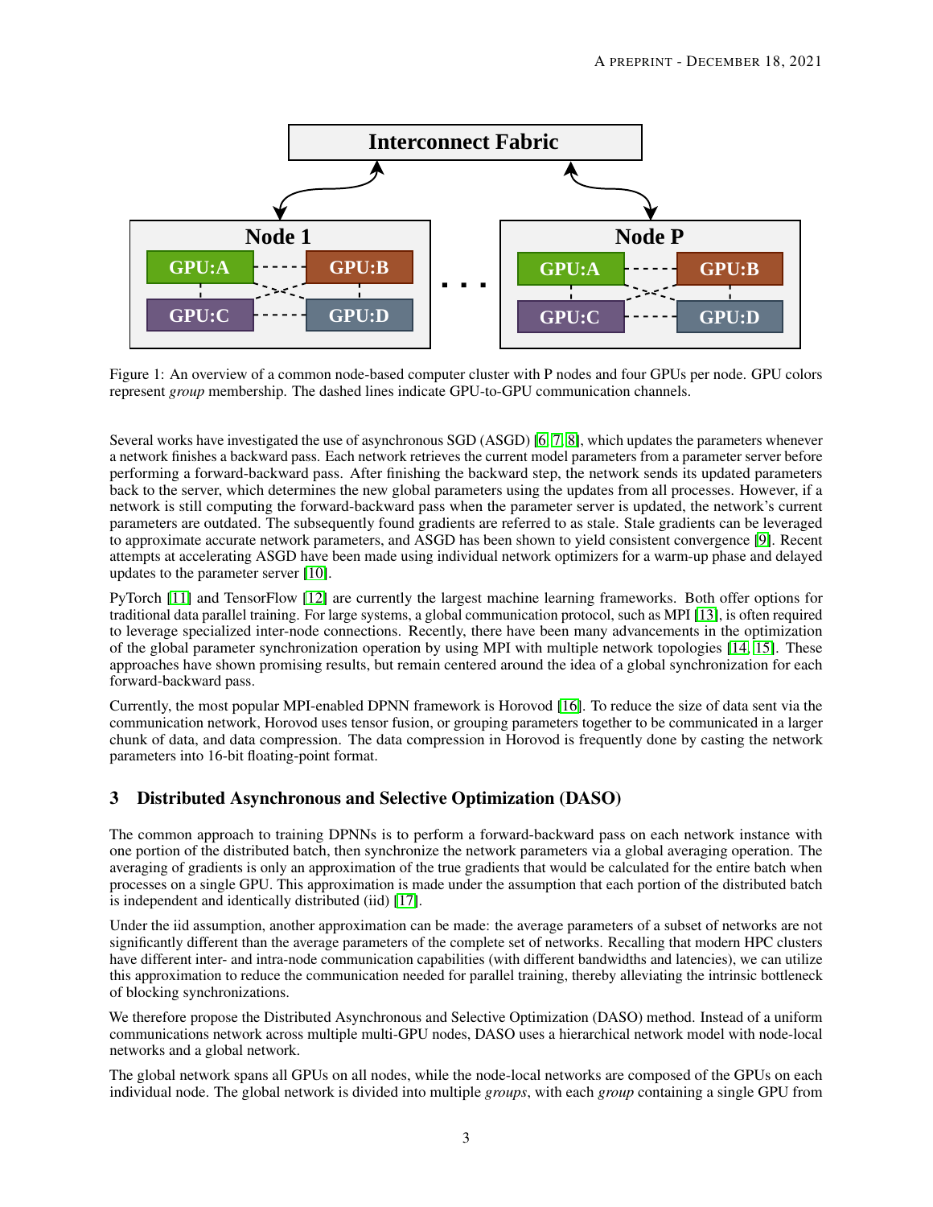Figure 1: An overview of a common node-based computer cluster with P nodes and four GPUs per node. GPU colors represent *group* membership. The dashed lines indicate GPU-to-GPU communication channels.

Several works have investigated the use of asynchronous SGD (ASGD) [6, 7, 8], which updates the parameters whenever a network finishes a backward pass. Each network retrieves the current model parameters from a parameter server before performing a forward-backward pass. After finishing the backward step, the network sends its updated parameters back to the server, which determines the new global parameters using the updates from all processes. However, if a network is still computing the forward-backward pass when the parameter server is updated, the network's current parameters are outdated. The subsequently found gradients are referred to as stale. Stale gradients can be leveraged to approximate accurate network parameters, and ASGD has been shown to yield consistent convergence [9]. Recent attempts at accelerating ASGD have been made using individual network optimizers for a warm-up phase and delayed updates to the parameter server [10].

PyTorch [11] and TensorFlow [12] are currently the largest machine learning frameworks. Both offer options for traditional data parallel training. For large systems, a global communication protocol, such as MPI [13], is often required to leverage specialized inter-node connections. Recently, there have been many advancements in the optimization of the global parameter synchronization operation by using MPI with multiple network topologies [14, 15]. These approaches have shown promising results, but remain centered around the idea of a global synchronization for each forward-backward pass.

Currently, the most popular MPI-enabled DPNN framework is Horovod [16]. To reduce the size of data sent via the communication network, Horovod uses tensor fusion, or grouping parameters together to be communicated in a larger chunk of data, and data compression. The data compression in Horovod is frequently done by casting the network parameters into 16-bit floating-point format.

## 3 Distributed Asynchronous and Selective Optimization (DASO)

The common approach to training DPNNs is to perform a forward-backward pass on each network instance with one portion of the distributed batch, then synchronize the network parameters via a global averaging operation. The averaging of gradients is only an approximation of the true gradients that would be calculated for the entire batch when processes on a single GPU. This approximation is made under the assumption that each portion of the distributed batch is independent and identically distributed (iid) [17].

Under the iid assumption, another approximation can be made: the average parameters of a subset of networks are not significantly different than the average parameters of the complete set of networks. Recalling that modern HPC clusters have different inter- and intra-node communication capabilities (with different bandwidths and latencies), we can utilize this approximation to reduce the communication needed for parallel training, thereby alleviating the intrinsic bottleneck of blocking synchronizations.

We therefore propose the Distributed Asynchronous and Selective Optimization (DASO) method. Instead of a uniform communications network across multiple multi-GPU nodes, DASO uses a hierarchical network model with node-local networks and a global network.

The global network spans all GPUs on all nodes, while the node-local networks are composed of the GPUs on each individual node. The global network is divided into multiple *groups*, with each *group* containing a single GPU from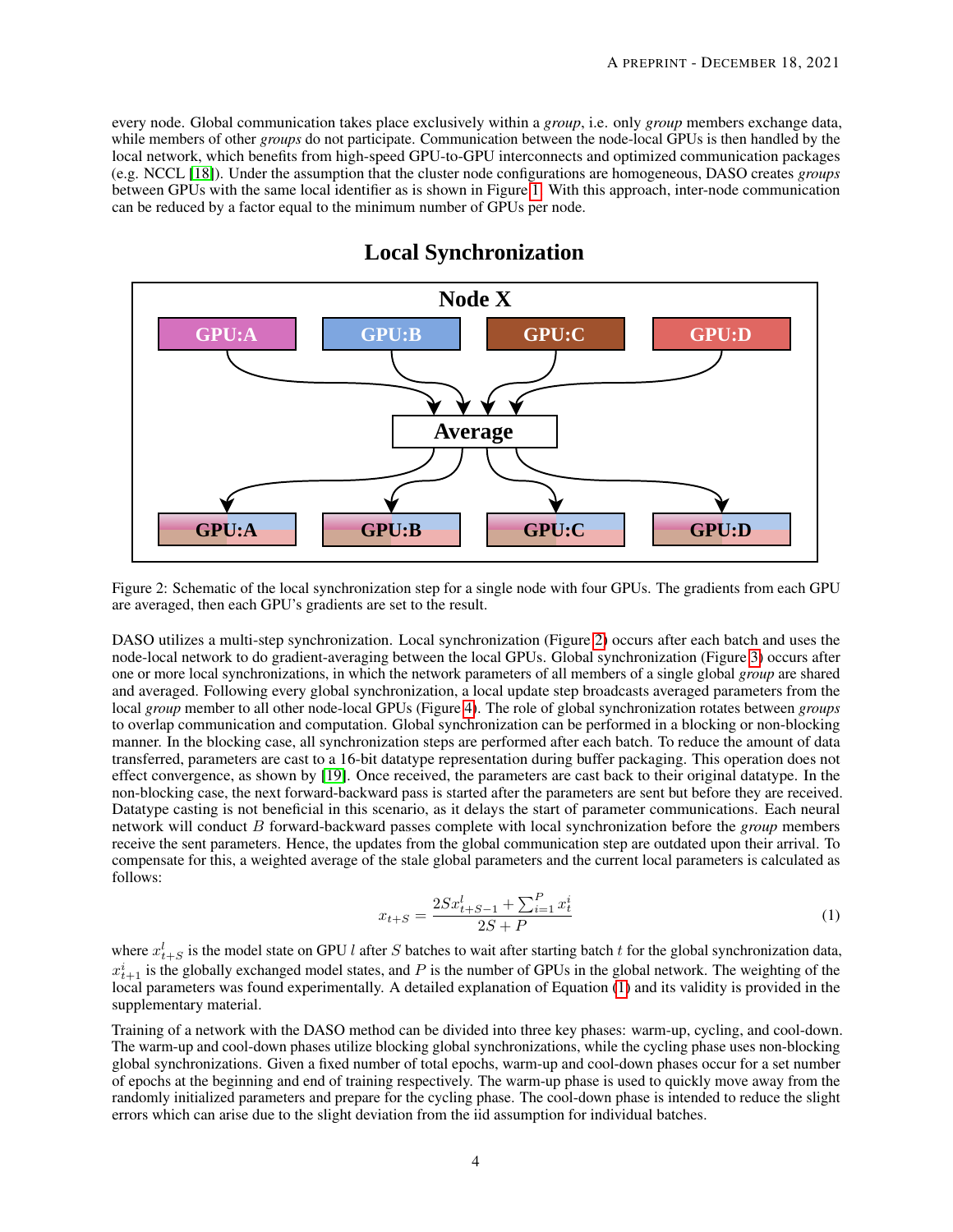every node. Global communication takes place exclusively within a *group*, i.e. only *group* members exchange data, while members of other *groups* do not participate. Communication between the node-local GPUs is then handled by the local network, which benefits from high-speed GPU-to-GPU interconnects and optimized communication packages (e.g. NCCL [18]). Under the assumption that the cluster node configurations are homogeneous, DASO creates *groups* between GPUs with the same local identifier as is shown in Figure 1. With this approach, inter-node communication can be reduced by a factor equal to the minimum number of GPUs per node.

**Local Synchronization**

Figure 2: Schematic of the local synchronization step for a single node with four GPUs. The gradients from each GPU are averaged, then each GPU's gradients are set to the result.

DASO utilizes a multi-step synchronization. Local synchronization (Figure 2) occurs after each batch and uses the node-local network to do gradient-averaging between the local GPUs. Global synchronization (Figure 3) occurs after one or more local synchronizations, in which the network parameters of all members of a single global *group* are shared and averaged. Following every global synchronization, a local update step broadcasts averaged parameters from the local *group* member to all other node-local GPUs (Figure 4). The role of global synchronization rotates between *groups* to overlap communication and computation. Global synchronization can be performed in a blocking or non-blocking manner. In the blocking case, all synchronization steps are performed after each batch. To reduce the amount of data transferred, parameters are cast to a 16-bit datatype representation during buffer packaging. This operation does not effect convergence, as shown by [19]. Once received, the parameters are cast back to their original datatype. In the non-blocking case, the next forward-backward pass is started after the parameters are sent but before they are received. Datatype casting is not beneficial in this scenario, as it delays the start of parameter communications. Each neural network will conduct $B$ forward-backward passes complete with local synchronization before the *group* members receive the sent parameters. Hence, the updates from the global communication step are outdated upon their arrival. To compensate for this, a weighted average of the stale global parameters and the current local parameters is calculated as follows:

$$x_{t+S} = \frac{2Sx^l_{t+S-1} + \sum_{i=1}^{P} x^i_t}{2S + P} \tag{1}$$

where $x^l_{t+S}$ is the model state on GPU $l$ after $S$ batches to wait after starting batch $t$ for the global synchronization data, $x^i_{t+1}$ is the globally exchanged model states, and $P$ is the number of GPUs in the global network. The weighting of the local parameters was found experimentally. A detailed explanation of Equation (1) and its validity is provided in the supplementary material.

Training of a network with the DASO method can be divided into three key phases: warm-up, cycling, and cool-down. The warm-up and cool-down phases utilize blocking global synchronizations, while the cycling phase uses non-blocking global synchronizations. Given a fixed number of total epochs, warm-up and cool-down phases occur for a set number of epochs at the beginning and end of training respectively. The warm-up phase is used to quickly move away from the randomly initialized parameters and prepare for the cycling phase. The cool-down phase is intended to reduce the slight errors which can arise due to the slight deviation from the iid assumption for individual batches.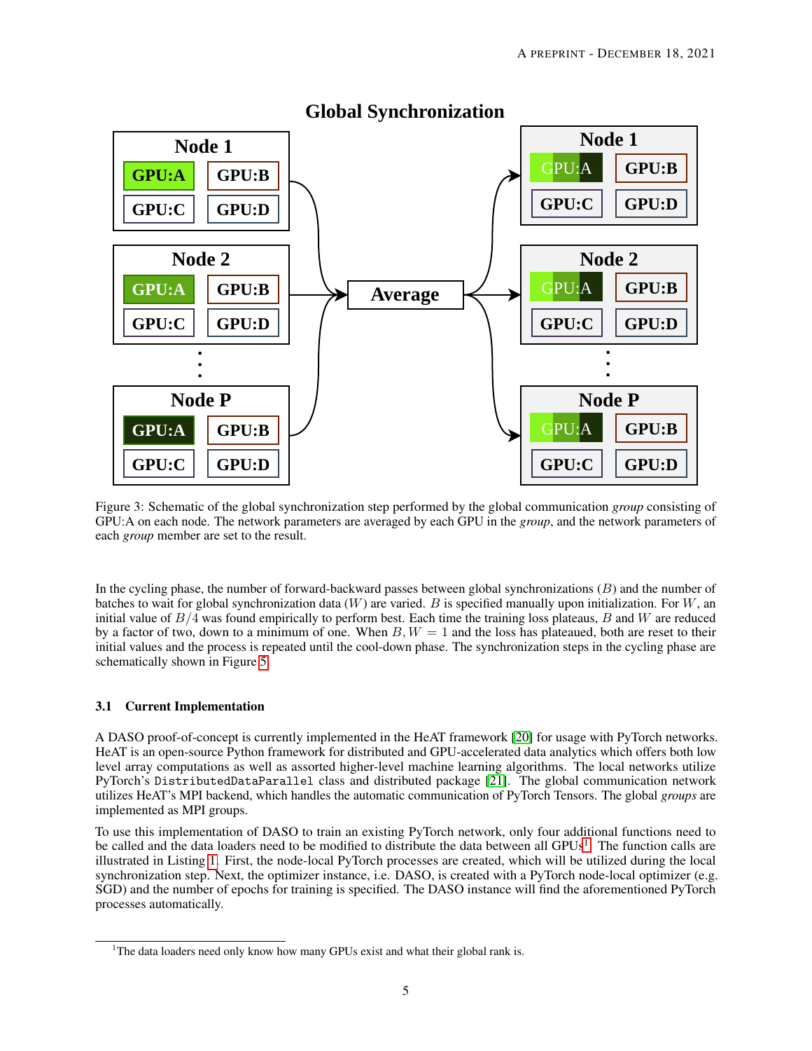Figure 3: Schematic of the global synchronization step performed by the global communication *group* consisting of GPU:A on each node. The network parameters are averaged by each GPU in the *group*, and the network parameters of each *group* member are set to the result.

In the cycling phase, the number of forward-backward passes between global synchronizations ($B$) and the number of batches to wait for global synchronization data ($W$) are varied. $B$ is specified manually upon initialization. For $W$, an initial value of $B/4$ was found empirically to perform best. Each time the training loss plateaus, $B$ and $W$ are reduced by a factor of two, down to a minimum of one. When $B, W = 1$ and the loss has plateaued, both are reset to their initial values and the process is repeated until the cool-down phase. The synchronization steps in the cycling phase are schematically shown in Figure 5.

### 3.1 Current Implementation

A DASO proof-of-concept is currently implemented in the HeAT framework [20] for usage with PyTorch networks. HeAT is an open-source Python framework for distributed and GPU-accelerated data analytics which offers both low level array computations as well as assorted higher-level machine learning algorithms. The local networks utilize PyTorch's `DistributedDataParallel` class and distributed package [21]. The global communication network utilizes HeAT's MPI backend, which handles the automatic communication of PyTorch Tensors. The global *groups* are implemented as MPI groups.

To use this implementation of DASO to train an existing PyTorch network, only four additional functions need to be called and the data loaders need to be modified to distribute the data between all GPUs[1]. The function calls are illustrated in Listing 1. First, the node-local PyTorch processes are created, which will be utilized during the local synchronization step. Next, the optimizer instance, i.e. DASO, is created with a PyTorch node-local optimizer (e.g. SGD) and the number of epochs for training is specified. The DASO instance will find the aforementioned PyTorch processes automatically.

[1] The data loaders need only know how many GPUs exist and what their global rank is.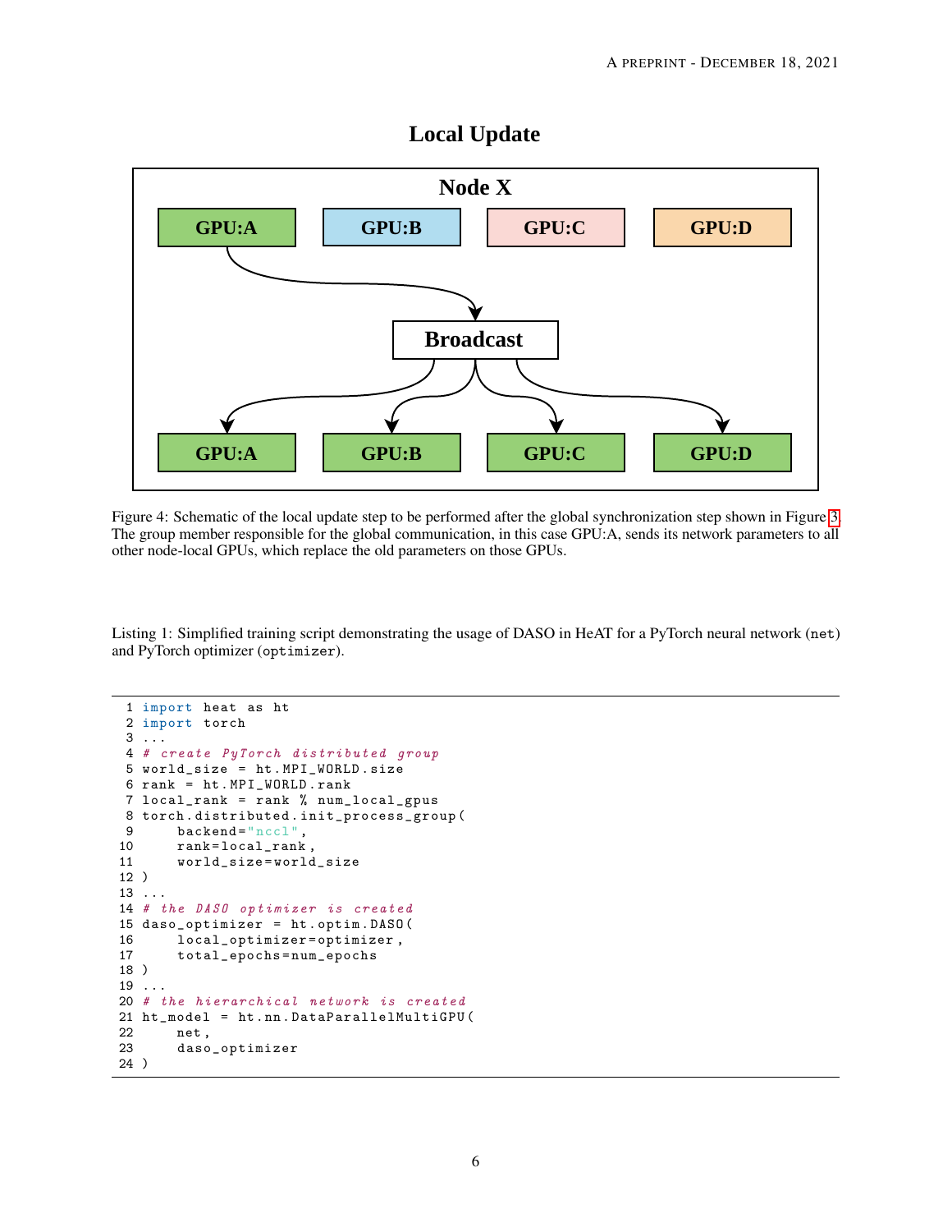Figure 4: Schematic of the local update step to be performed after the global synchronization step shown in Figure 3. The group member responsible for the global communication, in this case GPU:A, sends its network parameters to all other node-local GPUs, which replace the old parameters on those GPUs.

Listing 1: Simplified training script demonstrating the usage of DASO in HeAT for a PyTorch neural network (`net`) and PyTorch optimizer (`optimizer`).

```
import heat as ht
import torch
...
# create PyTorch distributed group
world_size = ht.MPI_WORLD.size
rank = ht.MPI_WORLD.rank
local_rank = rank % num_local_gpus
torch.distributed.init_process_group(
    backend="nccl",
    rank=local_rank,
    world_size=world_size
)
...
# the DASO optimizer is created
daso_optimizer = ht.optim.DASO(
    local_optimizer=optimizer,
    total_epochs=num_epochs
)
...
# the hierarchical network is created
ht_model = ht.nn.DataParallelMultiGPU(
    net,
    daso_optimizer
)
```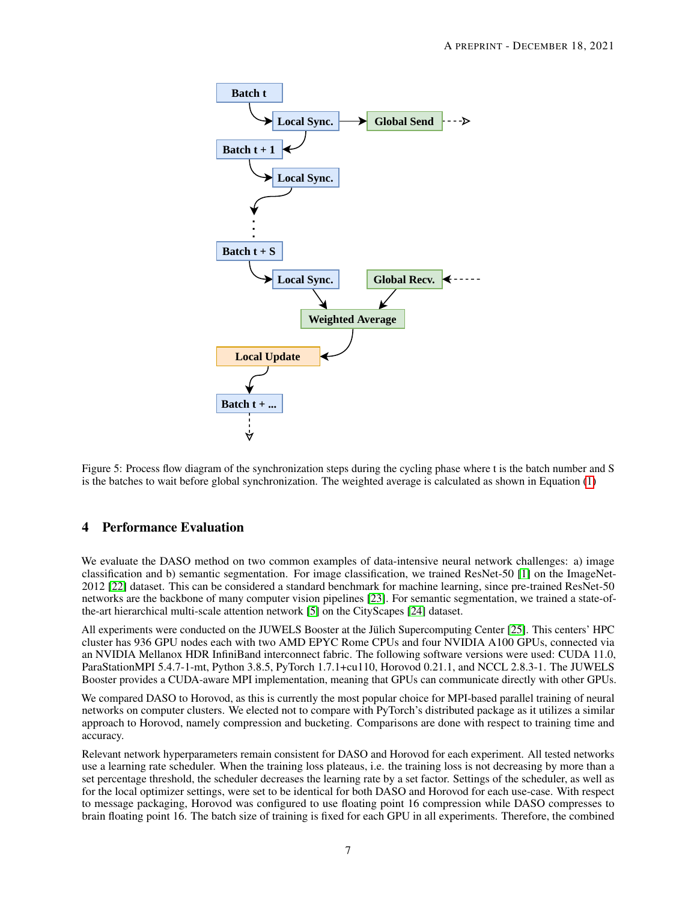Figure 5: Process flow diagram of the synchronization steps during the cycling phase where t is the batch number and S is the batches to wait before global synchronization. The weighted average is calculated as shown in Equation (1)

## 4 Performance Evaluation

We evaluate the DASO method on two common examples of data-intensive neural network challenges: a) image classification and b) semantic segmentation. For image classification, we trained ResNet-50 [1] on the ImageNet-2012 [22] dataset. This can be considered a standard benchmark for machine learning, since pre-trained ResNet-50 networks are the backbone of many computer vision pipelines [23]. For semantic segmentation, we trained a state-of-the-art hierarchical multi-scale attention network [5] on the CityScapes [24] dataset.

All experiments were conducted on the JUWELS Booster at the Jülich Supercomputing Center [25]. This centers' HPC cluster has 936 GPU nodes each with two AMD EPYC Rome CPUs and four NVIDIA A100 GPUs, connected via an NVIDIA Mellanox HDR InfiniBand interconnect fabric. The following software versions were used: CUDA 11.0, ParaStationMPI 5.4.7-1-mt, Python 3.8.5, PyTorch 1.7.1+cu110, Horovod 0.21.1, and NCCL 2.8.3-1. The JUWELS Booster provides a CUDA-aware MPI implementation, meaning that GPUs can communicate directly with other GPUs.

We compared DASO to Horovod, as this is currently the most popular choice for MPI-based parallel training of neural networks on computer clusters. We elected not to compare with PyTorch's distributed package as it utilizes a similar approach to Horovod, namely compression and bucketing. Comparisons are done with respect to training time and accuracy.

Relevant network hyperparameters remain consistent for DASO and Horovod for each experiment. All tested networks use a learning rate scheduler. When the training loss plateaus, i.e. the training loss is not decreasing by more than a set percentage threshold, the scheduler decreases the learning rate by a set factor. Settings of the scheduler, as well as for the local optimizer settings, were set to be identical for both DASO and Horovod for each use-case. With respect to message packaging, Horovod was configured to use floating point 16 compression while DASO compresses to brain floating point 16. The batch size of training is fixed for each GPU in all experiments. Therefore, the combined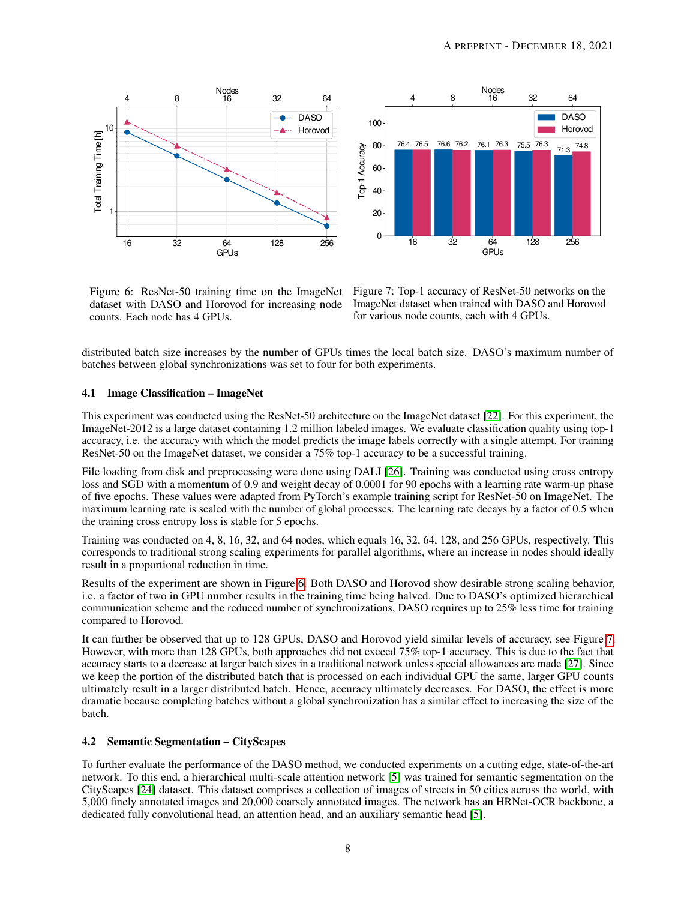Figure 6: ResNet-50 training time on the ImageNet dataset with DASO and Horovod for increasing node counts. Each node has 4 GPUs.

Figure 7: Top-1 accuracy of ResNet-50 networks on the ImageNet dataset when trained with DASO and Horovod for various node counts, each with 4 GPUs.

distributed batch size increases by the number of GPUs times the local batch size. DASO's maximum number of batches between global synchronizations was set to four for both experiments.

### 4.1 Image Classification – ImageNet

This experiment was conducted using the ResNet-50 architecture on the ImageNet dataset [22]. For this experiment, the ImageNet-2012 is a large dataset containing 1.2 million labeled images. We evaluate classification quality using top-1 accuracy, i.e. the accuracy with which the model predicts the image labels correctly with a single attempt. For training ResNet-50 on the ImageNet dataset, we consider a 75% top-1 accuracy to be a successful training.

File loading from disk and preprocessing were done using DALI [26]. Training was conducted using cross entropy loss and SGD with a momentum of 0.9 and weight decay of 0.0001 for 90 epochs with a learning rate warm-up phase of five epochs. These values were adapted from PyTorch's example training script for ResNet-50 on ImageNet. The maximum learning rate is scaled with the number of global processes. The learning rate decays by a factor of 0.5 when the training cross entropy loss is stable for 5 epochs.

Training was conducted on 4, 8, 16, 32, and 64 nodes, which equals 16, 32, 64, 128, and 256 GPUs, respectively. This corresponds to traditional strong scaling experiments for parallel algorithms, where an increase in nodes should ideally result in a proportional reduction in time.

Results of the experiment are shown in Figure 6. Both DASO and Horovod show desirable strong scaling behavior, i.e. a factor of two in GPU number results in the training time being halved. Due to DASO's optimized hierarchical communication scheme and the reduced number of synchronizations, DASO requires up to 25% less time for training compared to Horovod.

It can further be observed that up to 128 GPUs, DASO and Horovod yield similar levels of accuracy, see Figure 7. However, with more than 128 GPUs, both approaches did not exceed 75% top-1 accuracy. This is due to the fact that accuracy starts to a decrease at larger batch sizes in a traditional network unless special allowances are made [27]. Since we keep the portion of the distributed batch that is processed on each individual GPU the same, larger GPU counts ultimately result in a larger distributed batch. Hence, accuracy ultimately decreases. For DASO, the effect is more dramatic because completing batches without a global synchronization has a similar effect to increasing the size of the batch.

### 4.2 Semantic Segmentation – CityScapes

To further evaluate the performance of the DASO method, we conducted experiments on a cutting edge, state-of-the-art network. To this end, a hierarchical multi-scale attention network [5] was trained for semantic segmentation on the CityScapes [24] dataset. This dataset comprises a collection of images of streets in 50 cities across the world, with 5,000 finely annotated images and 20,000 coarsely annotated images. The network has an HRNet-OCR backbone, a dedicated fully convolutional head, an attention head, and an auxiliary semantic head [5].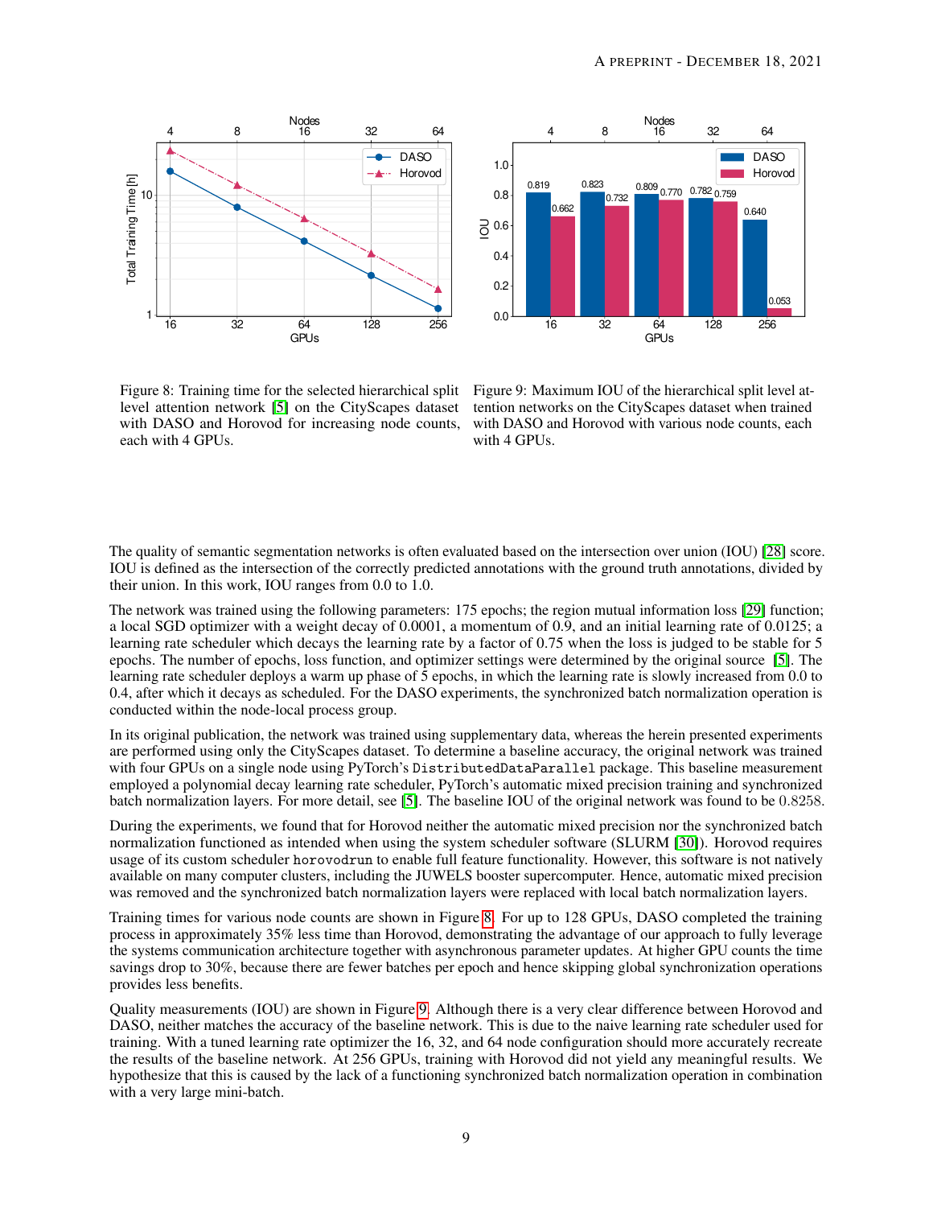Figure 8: Training time for the selected hierarchical split level attention network [5] on the CityScapes dataset with DASO and Horovod for increasing node counts, each with 4 GPUs.

Figure 9: Maximum IOU of the hierarchical split level attention networks on the CityScapes dataset when trained with DASO and Horovod with various node counts, each with 4 GPUs.

The quality of semantic segmentation networks is often evaluated based on the intersection over union (IOU) [28] score. IOU is defined as the intersection of the correctly predicted annotations with the ground truth annotations, divided by their union. In this work, IOU ranges from 0.0 to 1.0.

The network was trained using the following parameters: 175 epochs; the region mutual information loss [29] function; a local SGD optimizer with a weight decay of 0.0001, a momentum of 0.9, and an initial learning rate of 0.0125; a learning rate scheduler which decays the learning rate by a factor of 0.75 when the loss is judged to be stable for 5 epochs. The number of epochs, loss function, and optimizer settings were determined by the original source [5]. The learning rate scheduler deploys a warm up phase of 5 epochs, in which the learning rate is slowly increased from 0.0 to 0.4, after which it decays as scheduled. For the DASO experiments, the synchronized batch normalization operation is conducted within the node-local process group.

In its original publication, the network was trained using supplementary data, whereas the herein presented experiments are performed using only the CityScapes dataset. To determine a baseline accuracy, the original network was trained with four GPUs on a single node using PyTorch's `DistributedDataParallel` package. This baseline measurement employed a polynomial decay learning rate scheduler, PyTorch's automatic mixed precision training and synchronized batch normalization layers. For more detail, see [5]. The baseline IOU of the original network was found to be $0.8258$.

During the experiments, we found that for Horovod neither the automatic mixed precision nor the synchronized batch normalization functioned as intended when using the system scheduler software (SLURM [30]). Horovod requires usage of its custom scheduler `horovodrun` to enable full feature functionality. However, this software is not natively available on many computer clusters, including the JUWELS booster supercomputer. Hence, automatic mixed precision was removed and the synchronized batch normalization layers were replaced with local batch normalization layers.

Training times for various node counts are shown in Figure 8. For up to 128 GPUs, DASO completed the training process in approximately 35% less time than Horovod, demonstrating the advantage of our approach to fully leverage the systems communication architecture together with asynchronous parameter updates. At higher GPU counts the time savings drop to 30%, because there are fewer batches per epoch and hence skipping global synchronization operations provides less benefits.

Quality measurements (IOU) are shown in Figure 9. Although there is a very clear difference between Horovod and DASO, neither matches the accuracy of the baseline network. This is due to the naive learning rate scheduler used for training. With a tuned learning rate optimizer the 16, 32, and 64 node configuration should more accurately recreate the results of the baseline network. At 256 GPUs, training with Horovod did not yield any meaningful results. We hypothesize that this is caused by the lack of a functioning synchronized batch normalization operation in combination with a very large mini-batch.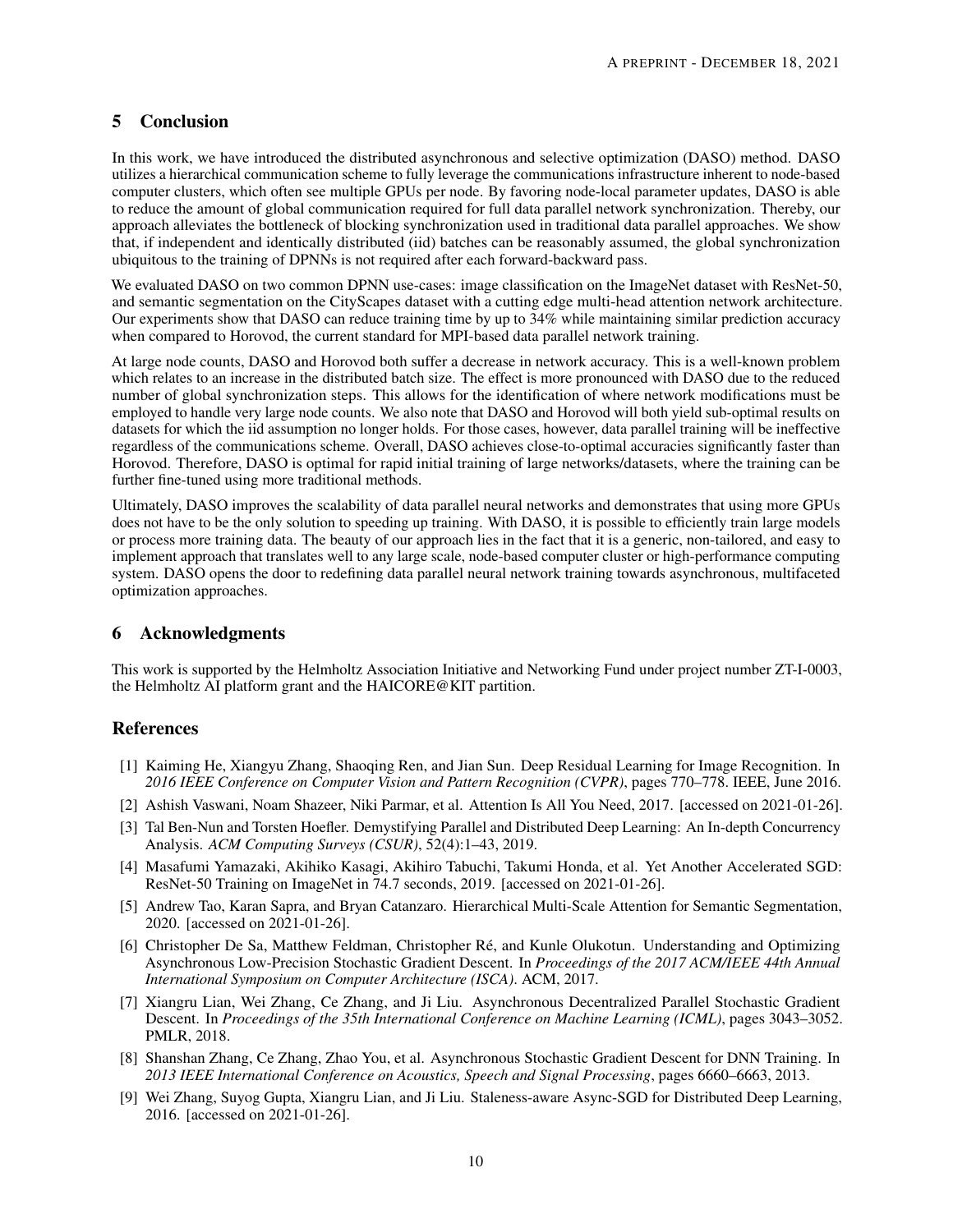## 5 Conclusion

In this work, we have introduced the distributed asynchronous and selective optimization (DASO) method. DASO utilizes a hierarchical communication scheme to fully leverage the communications infrastructure inherent to node-based computer clusters, which often see multiple GPUs per node. By favoring node-local parameter updates, DASO is able to reduce the amount of global communication required for full data parallel network synchronization. Thereby, our approach alleviates the bottleneck of blocking synchronization used in traditional data parallel approaches. We show that, if independent and identically distributed (iid) batches can be reasonably assumed, the global synchronization ubiquitous to the training of DPNNs is not required after each forward-backward pass.

We evaluated DASO on two common DPNN use-cases: image classification on the ImageNet dataset with ResNet-50, and semantic segmentation on the CityScapes dataset with a cutting edge multi-head attention network architecture. Our experiments show that DASO can reduce training time by up to 34% while maintaining similar prediction accuracy when compared to Horovod, the current standard for MPI-based data parallel network training.

At large node counts, DASO and Horovod both suffer a decrease in network accuracy. This is a well-known problem which relates to an increase in the distributed batch size. The effect is more pronounced with DASO due to the reduced number of global synchronization steps. This allows for the identification of where network modifications must be employed to handle very large node counts. We also note that DASO and Horovod will both yield sub-optimal results on datasets for which the iid assumption no longer holds. For those cases, however, data parallel training will be ineffective regardless of the communications scheme. Overall, DASO achieves close-to-optimal accuracies significantly faster than Horovod. Therefore, DASO is optimal for rapid initial training of large networks/datasets, where the training can be further fine-tuned using more traditional methods.

Ultimately, DASO improves the scalability of data parallel neural networks and demonstrates that using more GPUs does not have to be the only solution to speeding up training. With DASO, it is possible to efficiently train large models or process more training data. The beauty of our approach lies in the fact that it is a generic, non-tailored, and easy to implement approach that translates well to any large scale, node-based computer cluster or high-performance computing system. DASO opens the door to redefining data parallel neural network training towards asynchronous, multifaceted optimization approaches.

## 6 Acknowledgments

This work is supported by the Helmholtz Association Initiative and Networking Fund under project number ZT-I-0003, the Helmholtz AI platform grant and the HAICORE@KIT partition.

## References

[1] Kaiming He, Xiangyu Zhang, Shaoqing Ren, and Jian Sun. Deep Residual Learning for Image Recognition. In *2016 IEEE Conference on Computer Vision and Pattern Recognition (CVPR)*, pages 770–778. IEEE, June 2016.

[2] Ashish Vaswani, Noam Shazeer, Niki Parmar, et al. Attention Is All You Need, 2017. [accessed on 2021-01-26].

[3] Tal Ben-Nun and Torsten Hoefler. Demystifying Parallel and Distributed Deep Learning: An In-depth Concurrency Analysis. *ACM Computing Surveys (CSUR)*, 52(4):1–43, 2019.

[4] Masafumi Yamazaki, Akihiko Kasagi, Akihiro Tabuchi, Takumi Honda, et al. Yet Another Accelerated SGD: ResNet-50 Training on ImageNet in 74.7 seconds, 2019. [accessed on 2021-01-26].

[5] Andrew Tao, Karan Sapra, and Bryan Catanzaro. Hierarchical Multi-Scale Attention for Semantic Segmentation, 2020. [accessed on 2021-01-26].

[6] Christopher De Sa, Matthew Feldman, Christopher Ré, and Kunle Olukotun. Understanding and Optimizing Asynchronous Low-Precision Stochastic Gradient Descent. In *Proceedings of the 2017 ACM/IEEE 44th Annual International Symposium on Computer Architecture (ISCA)*. ACM, 2017.

[7] Xiangru Lian, Wei Zhang, Ce Zhang, and Ji Liu. Asynchronous Decentralized Parallel Stochastic Gradient Descent. In *Proceedings of the 35th International Conference on Machine Learning (ICML)*, pages 3043–3052. PMLR, 2018.

[8] Shanshan Zhang, Ce Zhang, Zhao You, et al. Asynchronous Stochastic Gradient Descent for DNN Training. In *2013 IEEE International Conference on Acoustics, Speech and Signal Processing*, pages 6660–6663, 2013.

[9] Wei Zhang, Suyog Gupta, Xiangru Lian, and Ji Liu. Staleness-aware Async-SGD for Distributed Deep Learning, 2016. [accessed on 2021-01-26].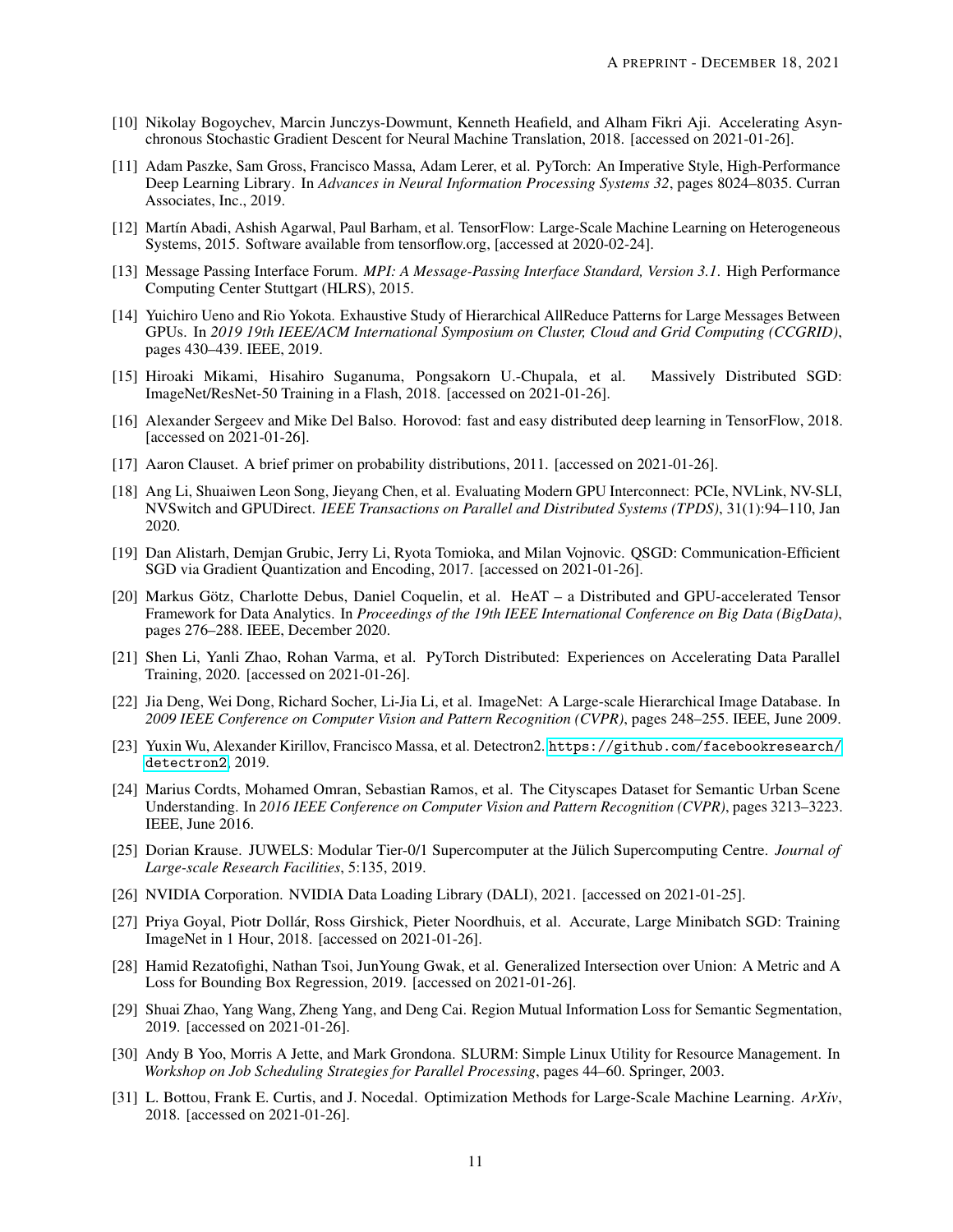[10] Nikolay Bogoychev, Marcin Junczys-Dowmunt, Kenneth Heafield, and Alham Fikri Aji. Accelerating Asynchronous Stochastic Gradient Descent for Neural Machine Translation, 2018. [accessed on 2021-01-26].

[11] Adam Paszke, Sam Gross, Francisco Massa, Adam Lerer, et al. PyTorch: An Imperative Style, High-Performance Deep Learning Library. In *Advances in Neural Information Processing Systems 32*, pages 8024–8035. Curran Associates, Inc., 2019.

[12] Martín Abadi, Ashish Agarwal, Paul Barham, et al. TensorFlow: Large-Scale Machine Learning on Heterogeneous Systems, 2015. Software available from tensorflow.org, [accessed at 2020-02-24].

[13] Message Passing Interface Forum. *MPI: A Message-Passing Interface Standard, Version 3.1*. High Performance Computing Center Stuttgart (HLRS), 2015.

[14] Yuichiro Ueno and Rio Yokota. Exhaustive Study of Hierarchical AllReduce Patterns for Large Messages Between GPUs. In *2019 19th IEEE/ACM International Symposium on Cluster, Cloud and Grid Computing (CCGRID)*, pages 430–439. IEEE, 2019.

[15] Hiroaki Mikami, Hisahiro Suganuma, Pongsakorn U.-Chupala, et al. Massively Distributed SGD: ImageNet/ResNet-50 Training in a Flash, 2018. [accessed on 2021-01-26].

[16] Alexander Sergeev and Mike Del Balso. Horovod: fast and easy distributed deep learning in TensorFlow, 2018. [accessed on 2021-01-26].

[17] Aaron Clauset. A brief primer on probability distributions, 2011. [accessed on 2021-01-26].

[18] Ang Li, Shuaiwen Leon Song, Jieyang Chen, et al. Evaluating Modern GPU Interconnect: PCIe, NVLink, NV-SLI, NVSwitch and GPUDirect. *IEEE Transactions on Parallel and Distributed Systems (TPDS)*, 31(1):94–110, Jan 2020.

[19] Dan Alistarh, Demjan Grubic, Jerry Li, Ryota Tomioka, and Milan Vojnovic. QSGD: Communication-Efficient SGD via Gradient Quantization and Encoding, 2017. [accessed on 2021-01-26].

[20] Markus Götz, Charlotte Debus, Daniel Coquelin, et al. HeAT – a Distributed and GPU-accelerated Tensor Framework for Data Analytics. In *Proceedings of the 19th IEEE International Conference on Big Data (BigData)*, pages 276–288. IEEE, December 2020.

[21] Shen Li, Yanli Zhao, Rohan Varma, et al. PyTorch Distributed: Experiences on Accelerating Data Parallel Training, 2020. [accessed on 2021-01-26].

[22] Jia Deng, Wei Dong, Richard Socher, Li-Jia Li, et al. ImageNet: A Large-scale Hierarchical Image Database. In *2009 IEEE Conference on Computer Vision and Pattern Recognition (CVPR)*, pages 248–255. IEEE, June 2009.

[23] Yuxin Wu, Alexander Kirillov, Francisco Massa, et al. Detectron2. `https://github.com/facebookresearch/detectron2`, 2019.

[24] Marius Cordts, Mohamed Omran, Sebastian Ramos, et al. The Cityscapes Dataset for Semantic Urban Scene Understanding. In *2016 IEEE Conference on Computer Vision and Pattern Recognition (CVPR)*, pages 3213–3223. IEEE, June 2016.

[25] Dorian Krause. JUWELS: Modular Tier-0/1 Supercomputer at the Jülich Supercomputing Centre. *Journal of Large-scale Research Facilities*, 5:135, 2019.

[26] NVIDIA Corporation. NVIDIA Data Loading Library (DALI), 2021. [accessed on 2021-01-25].

[27] Priya Goyal, Piotr Dollár, Ross Girshick, Pieter Noordhuis, et al. Accurate, Large Minibatch SGD: Training ImageNet in 1 Hour, 2018. [accessed on 2021-01-26].

[28] Hamid Rezatofighi, Nathan Tsoi, JunYoung Gwak, et al. Generalized Intersection over Union: A Metric and A Loss for Bounding Box Regression, 2019. [accessed on 2021-01-26].

[29] Shuai Zhao, Yang Wang, Zheng Yang, and Deng Cai. Region Mutual Information Loss for Semantic Segmentation, 2019. [accessed on 2021-01-26].

[30] Andy B Yoo, Morris A Jette, and Mark Grondona. SLURM: Simple Linux Utility for Resource Management. In *Workshop on Job Scheduling Strategies for Parallel Processing*, pages 44–60. Springer, 2003.

[31] L. Bottou, Frank E. Curtis, and J. Nocedal. Optimization Methods for Large-Scale Machine Learning. *ArXiv*, 2018. [accessed on 2021-01-26].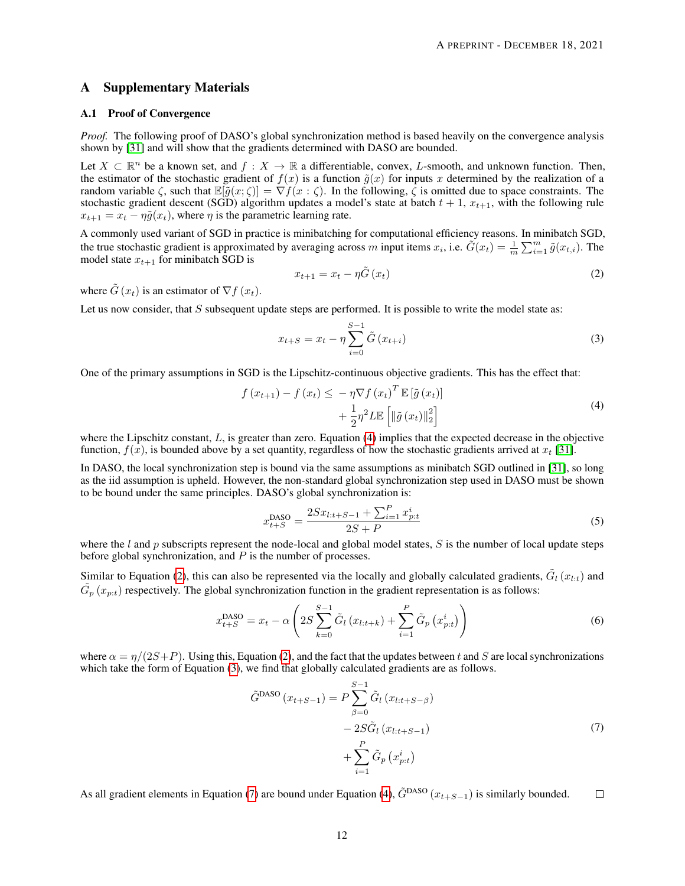## A Supplementary Materials

### A.1 Proof of Convergence

*Proof.* The following proof of DASO's global synchronization method is based heavily on the convergence analysis shown by [31] and will show that the gradients determined with DASO are bounded.

Let $X \subset \mathbb{R}^n$ be a known set, and $f : X \to \mathbb{R}$ a differentiable, convex, $L$-smooth, and unknown function. Then, the estimator of the stochastic gradient of $f(x)$ is a function $\tilde{g}(x)$ for inputs $x$ determined by the realization of a random variable $\zeta$, such that $\mathbb{E}[\tilde{g}(x;\zeta)] = \nabla f(x : \zeta)$. In the following, $\zeta$ is omitted due to space constraints. The stochastic gradient descent (SGD) algorithm updates a model's state at batch $t+1$, $x_{t+1}$, with the following rule $x_{t+1} = x_t - \eta \tilde{g}(x_t)$, where $\eta$ is the parametric learning rate.

A commonly used variant of SGD in practice is minibatching for computational efficiency reasons. In minibatch SGD, the true stochastic gradient is approximated by averaging across $m$ input items $x_i$, i.e. $\tilde{G}(x_t) = \frac{1}{m}\sum_{i=1}^{m} \tilde{g}(x_{t,i})$. The model state $x_{t+1}$ for minibatch SGD is

$$x_{t+1} = x_t - \eta \tilde{G}\left(x_t\right) \tag{2}$$

where $\tilde{G}\left(x_t\right)$ is an estimator of $\nabla f\left(x_t\right)$.

Let us now consider, that $S$ subsequent update steps are performed. It is possible to write the model state as:

$$x_{t+S} = x_t - \eta \sum_{i=0}^{S-1} \tilde{G}\left(x_{t+i}\right) \tag{3}$$

One of the primary assumptions in SGD is the Lipschitz-continuous objective gradients. This has the effect that:

$$\begin{aligned} f\left(x_{t+1}\right) - f\left(x_t\right) \leq & -\eta \nabla f\left(x_t\right)^T \mathbb{E}\left[\tilde{g}\left(x_t\right)\right] \\ & + \frac{1}{2}\eta^2 L \mathbb{E}\left[\left\|\tilde{g}\left(x_t\right)\right\|_2^2\right] \end{aligned} \tag{4}$$

where the Lipschitz constant, $L$, is greater than zero. Equation (4) implies that the expected decrease in the objective function, $f(x)$, is bounded above by a set quantity, regardless of how the stochastic gradients arrived at $x_t$ [31].

In DASO, the local synchronization step is bound via the same assumptions as minibatch SGD outlined in [31], so long as the iid assumption is upheld. However, the non-standard global synchronization step used in DASO must be shown to be bound under the same principles. DASO's global synchronization is:

$$x_{t+S}^{\text{DASO}} = \frac{2S x_{l:t+S-1} + \sum_{i=1}^{P} x_{p:t}^{i}}{2S+P} \tag{5}$$

where the $l$ and $p$ subscripts represent the node-local and global model states, $S$ is the number of local update steps before global synchronization, and $P$ is the number of processes.

Similar to Equation (2), this can also be represented via the locally and globally calculated gradients, $\tilde{G}_l\left(x_{l:t}\right)$ and $\tilde{G}_p\left(x_{p:t}\right)$ respectively. The global synchronization function in the gradient representation is as follows:

$$x_{t+S}^{\text{DASO}} = x_t - \alpha\left(2S \sum_{k=0}^{S-1} \tilde{G}_l\left(x_{l:t+k}\right) + \sum_{i=1}^{P} \tilde{G}_p\left(x_{p:t}^{i}\right)\right) \tag{6}$$

where $\alpha = \eta/(2S+P)$. Using this, Equation (2), and the fact that the updates between $t$ and $S$ are local synchronizations which take the form of Equation (3), we find that globally calculated gradients are as follows.

$$\begin{aligned} \tilde{G}^{\text{DASO}}\left(x_{t+S-1}\right) = & P \sum_{\beta=0}^{S-1} \tilde{G}_l\left(x_{l:t+S-\beta}\right) \\ & - 2S\tilde{G}_l\left(x_{l:t+S-1}\right) \\ & + \sum_{i=1}^{P} \tilde{G}_p\left(x_{p:t}^{i}\right) \end{aligned} \tag{7}$$

As all gradient elements in Equation (7) are bound under Equation (4), $\tilde{G}^{\text{DASO}}\left(x_{t+S-1}\right)$ is similarly bounded. □